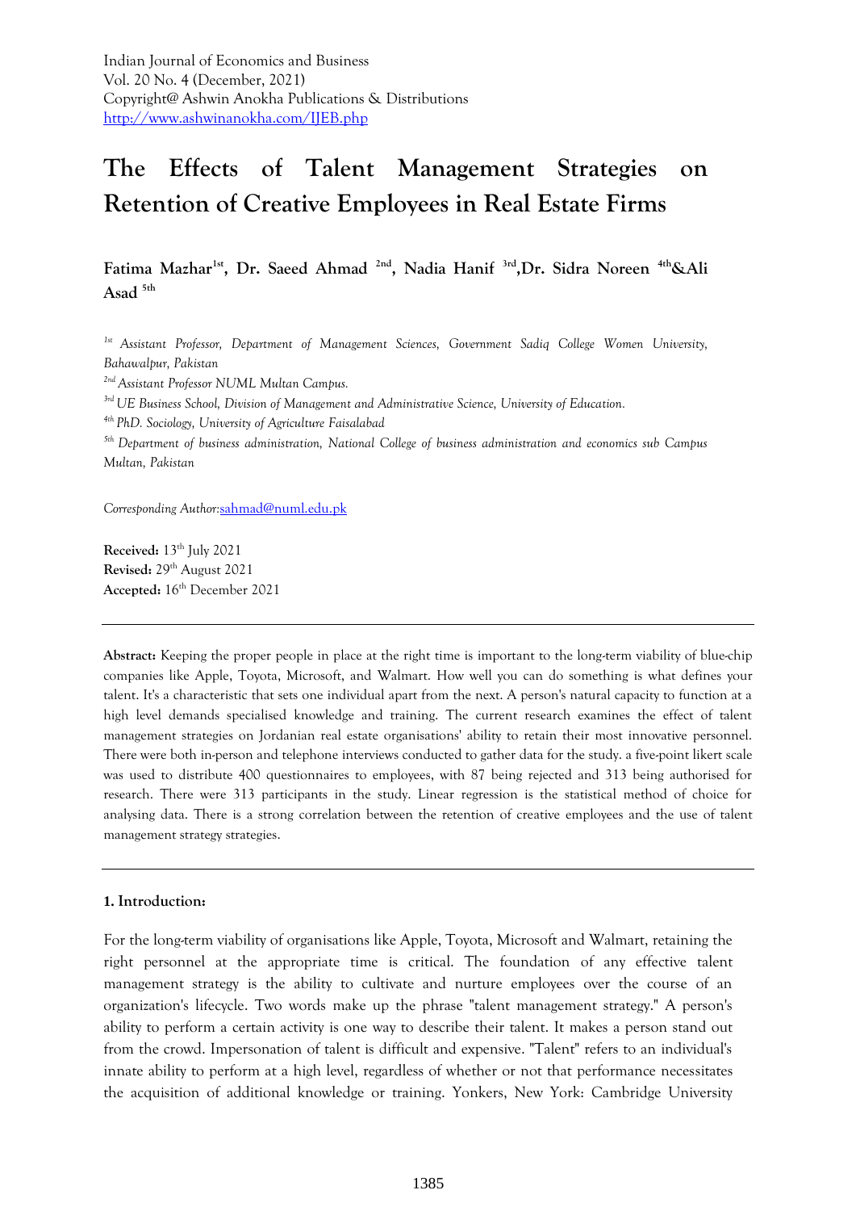Indian Journal of Economics and Business
Vol. 20 No. 4 (December, 2021)
Copyright@ Ashwin Anokha Publications & Distributions
http://www.ashwinanokha.com/IJEB.php

# The Effects of Talent Management Strategies on Retention of Creative Employees in Real Estate Firms

**Fatima Mazhar[1st], Dr. Saeed Ahmad [2nd], Nadia Hanif [3rd], Dr. Sidra Noreen [4th] & Ali Asad [5th]**

*[1st] Assistant Professor, Department of Management Sciences, Government Sadiq College Women University, Bahawalpur, Pakistan*

*[2nd] Assistant Professor NUML Multan Campus.*

*[3rd] UE Business School, Division of Management and Administrative Science, University of Education.*

*[4th] PhD. Sociology, University of Agriculture Faisalabad*

*[5th] Department of business administration, National College of business administration and economics sub Campus Multan, Pakistan*

*Corresponding Author:* sahmad@numl.edu.pk

**Received:** 13th July 2021
**Revised:** 29th August 2021
**Accepted:** 16th December 2021

---

**Abstract:** Keeping the proper people in place at the right time is important to the long-term viability of blue-chip companies like Apple, Toyota, Microsoft, and Walmart. How well you can do something is what defines your talent. It's a characteristic that sets one individual apart from the next. A person's natural capacity to function at a high level demands specialised knowledge and training. The current research examines the effect of talent management strategies on Jordanian real estate organisations' ability to retain their most innovative personnel. There were both in-person and telephone interviews conducted to gather data for the study. a five-point likert scale was used to distribute 400 questionnaires to employees, with 87 being rejected and 313 being authorised for research. There were 313 participants in the study. Linear regression is the statistical method of choice for analysing data. There is a strong correlation between the retention of creative employees and the use of talent management strategy strategies.

---

## 1. Introduction:

For the long-term viability of organisations like Apple, Toyota, Microsoft and Walmart, retaining the right personnel at the appropriate time is critical. The foundation of any effective talent management strategy is the ability to cultivate and nurture employees over the course of an organization's lifecycle. Two words make up the phrase "talent management strategy." A person's ability to perform a certain activity is one way to describe their talent. It makes a person stand out from the crowd. Impersonation of talent is difficult and expensive. "Talent" refers to an individual's innate ability to perform at a high level, regardless of whether or not that performance necessitates the acquisition of additional knowledge or training. Yonkers, New York: Cambridge University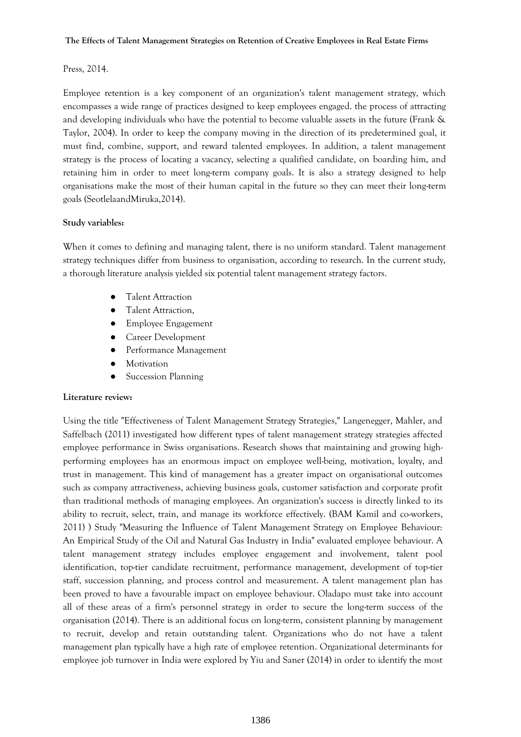Press, 2014.

Employee retention is a key component of an organization's talent management strategy, which encompasses a wide range of practices designed to keep employees engaged. the process of attracting and developing individuals who have the potential to become valuable assets in the future (Frank & Taylor, 2004). In order to keep the company moving in the direction of its predetermined goal, it must find, combine, support, and reward talented employees. In addition, a talent management strategy is the process of locating a vacancy, selecting a qualified candidate, on boarding him, and retaining him in order to meet long-term company goals. It is also a strategy designed to help organisations make the most of their human capital in the future so they can meet their long-term goals (SeotlelaandMiruka,2014).

**Study variables:**

When it comes to defining and managing talent, there is no uniform standard. Talent management strategy techniques differ from business to organisation, according to research. In the current study, a thorough literature analysis yielded six potential talent management strategy factors.

- Talent Attraction
- Talent Attraction,
- Employee Engagement
- Career Development
- Performance Management
- Motivation
- Succession Planning

**Literature review:**

Using the title "Effectiveness of Talent Management Strategy Strategies," Langenegger, Mahler, and Saffelbach (2011) investigated how different types of talent management strategy strategies affected employee performance in Swiss organisations. Research shows that maintaining and growing high-performing employees has an enormous impact on employee well-being, motivation, loyalty, and trust in management. This kind of management has a greater impact on organisational outcomes such as company attractiveness, achieving business goals, customer satisfaction and corporate profit than traditional methods of managing employees. An organization's success is directly linked to its ability to recruit, select, train, and manage its workforce effectively. (BAM Kamil and co-workers, 2011) ) Study "Measuring the Influence of Talent Management Strategy on Employee Behaviour: An Empirical Study of the Oil and Natural Gas Industry in India" evaluated employee behaviour. A talent management strategy includes employee engagement and involvement, talent pool identification, top-tier candidate recruitment, performance management, development of top-tier staff, succession planning, and process control and measurement. A talent management plan has been proved to have a favourable impact on employee behaviour. Oladapo must take into account all of these areas of a firm's personnel strategy in order to secure the long-term success of the organisation (2014). There is an additional focus on long-term, consistent planning by management to recruit, develop and retain outstanding talent. Organizations who do not have a talent management plan typically have a high rate of employee retention. Organizational determinants for employee job turnover in India were explored by Yiu and Saner (2014) in order to identify the most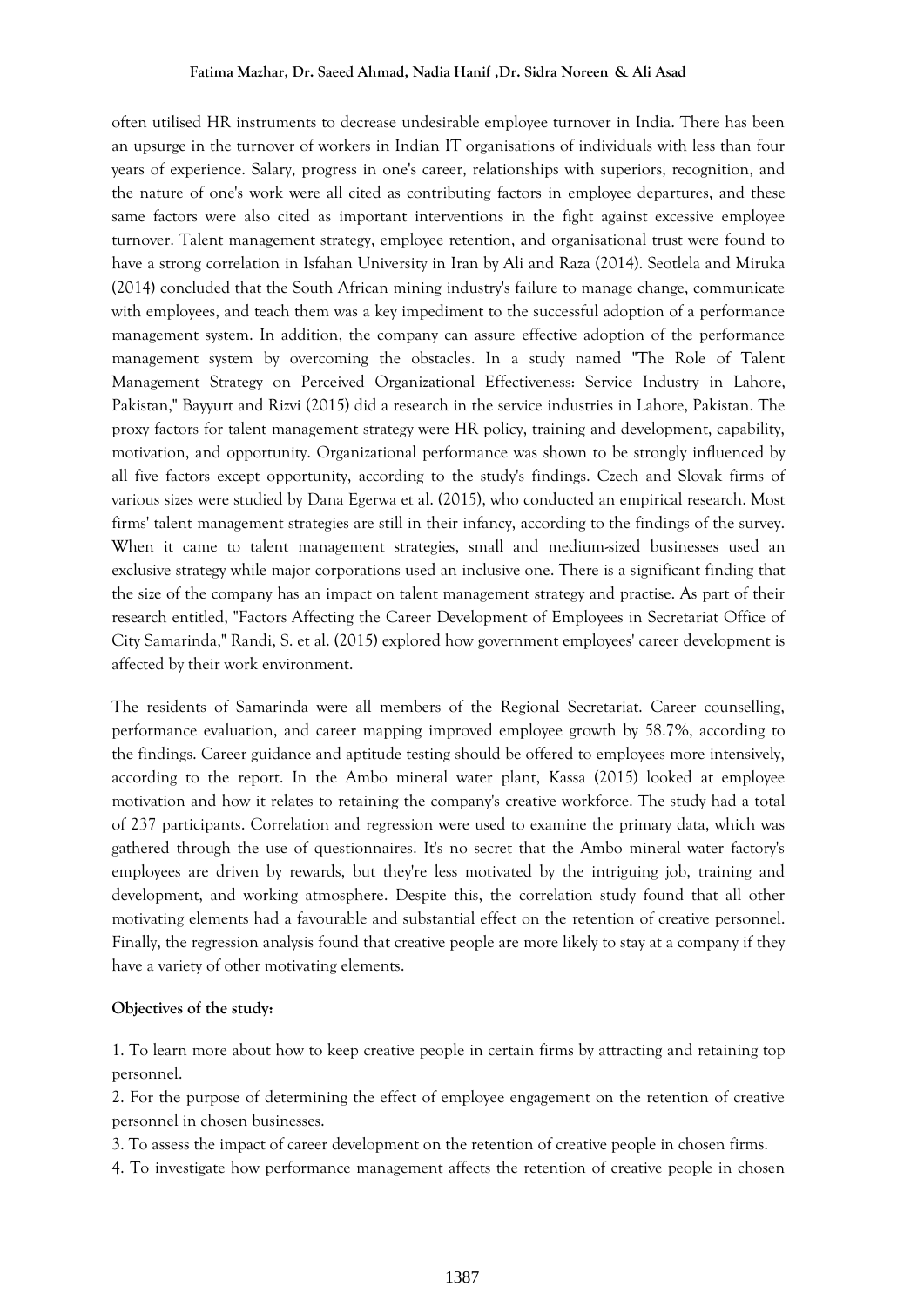often utilised HR instruments to decrease undesirable employee turnover in India. There has been an upsurge in the turnover of workers in Indian IT organisations of individuals with less than four years of experience. Salary, progress in one's career, relationships with superiors, recognition, and the nature of one's work were all cited as contributing factors in employee departures, and these same factors were also cited as important interventions in the fight against excessive employee turnover. Talent management strategy, employee retention, and organisational trust were found to have a strong correlation in Isfahan University in Iran by Ali and Raza (2014). Seotlela and Miruka (2014) concluded that the South African mining industry's failure to manage change, communicate with employees, and teach them was a key impediment to the successful adoption of a performance management system. In addition, the company can assure effective adoption of the performance management system by overcoming the obstacles. In a study named "The Role of Talent Management Strategy on Perceived Organizational Effectiveness: Service Industry in Lahore, Pakistan," Bayyurt and Rizvi (2015) did a research in the service industries in Lahore, Pakistan. The proxy factors for talent management strategy were HR policy, training and development, capability, motivation, and opportunity. Organizational performance was shown to be strongly influenced by all five factors except opportunity, according to the study's findings. Czech and Slovak firms of various sizes were studied by Dana Egerwa et al. (2015), who conducted an empirical research. Most firms' talent management strategies are still in their infancy, according to the findings of the survey. When it came to talent management strategies, small and medium-sized businesses used an exclusive strategy while major corporations used an inclusive one. There is a significant finding that the size of the company has an impact on talent management strategy and practise. As part of their research entitled, "Factors Affecting the Career Development of Employees in Secretariat Office of City Samarinda," Randi, S. et al. (2015) explored how government employees' career development is affected by their work environment.

The residents of Samarinda were all members of the Regional Secretariat. Career counselling, performance evaluation, and career mapping improved employee growth by 58.7%, according to the findings. Career guidance and aptitude testing should be offered to employees more intensively, according to the report. In the Ambo mineral water plant, Kassa (2015) looked at employee motivation and how it relates to retaining the company's creative workforce. The study had a total of 237 participants. Correlation and regression were used to examine the primary data, which was gathered through the use of questionnaires. It's no secret that the Ambo mineral water factory's employees are driven by rewards, but they're less motivated by the intriguing job, training and development, and working atmosphere. Despite this, the correlation study found that all other motivating elements had a favourable and substantial effect on the retention of creative personnel. Finally, the regression analysis found that creative people are more likely to stay at a company if they have a variety of other motivating elements.

**Objectives of the study:**

1. To learn more about how to keep creative people in certain firms by attracting and retaining top personnel.
2. For the purpose of determining the effect of employee engagement on the retention of creative personnel in chosen businesses.
3. To assess the impact of career development on the retention of creative people in chosen firms.
4. To investigate how performance management affects the retention of creative people in chosen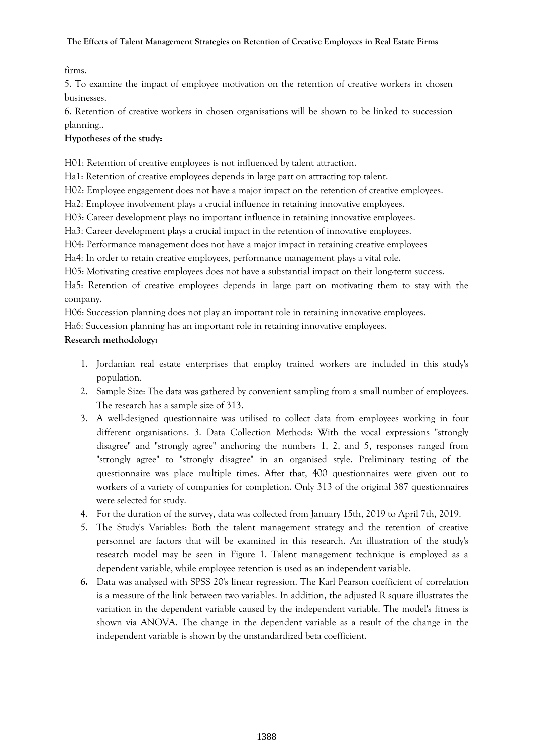firms.

5. To examine the impact of employee motivation on the retention of creative workers in chosen businesses.

6. Retention of creative workers in chosen organisations will be shown to be linked to succession planning..

**Hypotheses of the study:**

H01: Retention of creative employees is not influenced by talent attraction.

Ha1: Retention of creative employees depends in large part on attracting top talent.

H02: Employee engagement does not have a major impact on the retention of creative employees.

Ha2: Employee involvement plays a crucial influence in retaining innovative employees.

H03: Career development plays no important influence in retaining innovative employees.

Ha3: Career development plays a crucial impact in the retention of innovative employees.

H04: Performance management does not have a major impact in retaining creative employees

Ha4: In order to retain creative employees, performance management plays a vital role.

H05: Motivating creative employees does not have a substantial impact on their long-term success.

Ha5: Retention of creative employees depends in large part on motivating them to stay with the company.

H06: Succession planning does not play an important role in retaining innovative employees.

Ha6: Succession planning has an important role in retaining innovative employees.

**Research methodology:**

1. Jordanian real estate enterprises that employ trained workers are included in this study's population.
2. Sample Size: The data was gathered by convenient sampling from a small number of employees. The research has a sample size of 313.
3. A well-designed questionnaire was utilised to collect data from employees working in four different organisations. 3. Data Collection Methods: With the vocal expressions "strongly disagree" and "strongly agree" anchoring the numbers 1, 2, and 5, responses ranged from "strongly agree" to "strongly disagree" in an organised style. Preliminary testing of the questionnaire was place multiple times. After that, 400 questionnaires were given out to workers of a variety of companies for completion. Only 313 of the original 387 questionnaires were selected for study.
4. For the duration of the survey, data was collected from January 15th, 2019 to April 7th, 2019.
5. The Study's Variables: Both the talent management strategy and the retention of creative personnel are factors that will be examined in this research. An illustration of the study's research model may be seen in Figure 1. Talent management technique is employed as a dependent variable, while employee retention is used as an independent variable.
6. Data was analysed with SPSS 20's linear regression. The Karl Pearson coefficient of correlation is a measure of the link between two variables. In addition, the adjusted R square illustrates the variation in the dependent variable caused by the independent variable. The model's fitness is shown via ANOVA. The change in the dependent variable as a result of the change in the independent variable is shown by the unstandardized beta coefficient.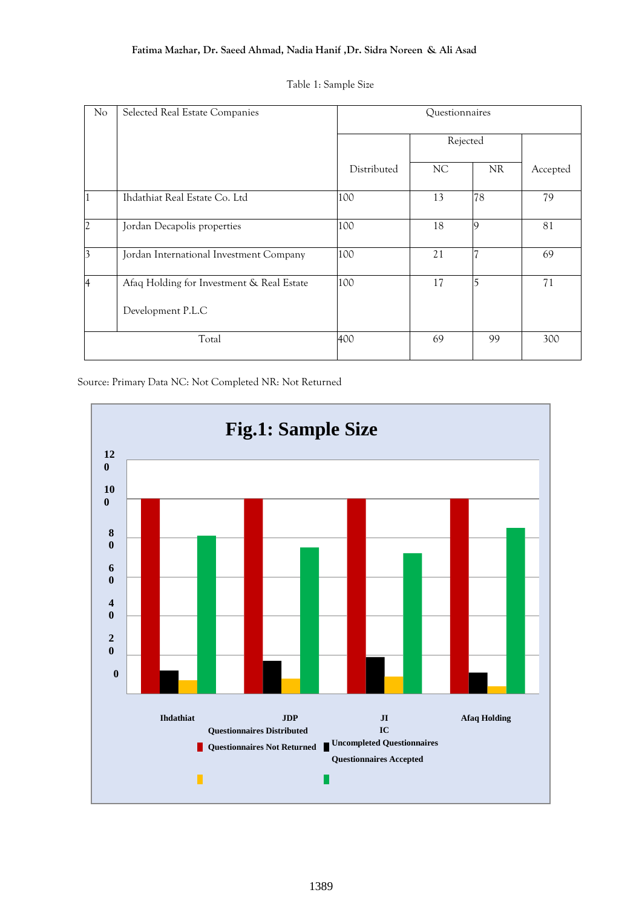Table 1: Sample Size

| No | Selected Real Estate Companies | Questionnaires | | | |
|---|---|---|---|---|---|
| | | Distributed | Rejected | | Accepted |
| | | | NC | NR | |
| 1 | Ihdathiat Real Estate Co. Ltd | 100 | 13 | 78 | 79 |
| 2 | Jordan Decapolis properties | 100 | 18 | 9 | 81 |
| 3 | Jordan International Investment Company | 100 | 21 | 7 | 69 |
| 4 | Afaq Holding for Investment & Real Estate Development P.L.C | 100 | 17 | 5 | 71 |
| Total | | 400 | 69 | 99 | 300 |

Source: Primary Data NC: Not Completed NR: Not Returned

**Fig.1: Sample Size**

120, 100, 80, 60, 40, 20, 0

Ihdathiat, JDP, JIIC, Afaq Holding

Questionnaires Distributed, Questionnaires Not Returned, Uncompleted Questionnaires, Questionnaires Accepted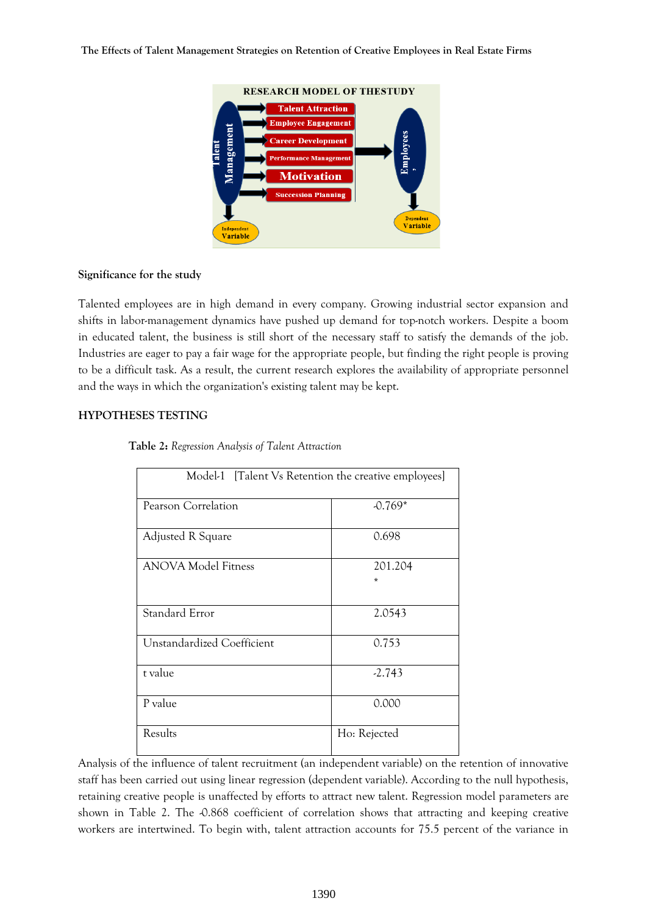## Significance for the study

Talented employees are in high demand in every company. Growing industrial sector expansion and shifts in labor-management dynamics have pushed up demand for top-notch workers. Despite a boom in educated talent, the business is still short of the necessary staff to satisfy the demands of the job. Industries are eager to pay a fair wage for the appropriate people, but finding the right people is proving to be a difficult task. As a result, the current research explores the availability of appropriate personnel and the ways in which the organization's existing talent may be kept.

## HYPOTHESES TESTING

**Table 2:** *Regression Analysis of Talent Attraction*

| Model-1 [Talent Vs Retention the creative employees] | |
|---|---|
| Pearson Correlation | -0.769* |
| Adjusted R Square | 0.698 |
| ANOVA Model Fitness | 201.204 * |
| Standard Error | 2.0543 |
| Unstandardized Coefficient | 0.753 |
| t value | -2.743 |
| P value | 0.000 |
| Results | Ho: Rejected |

Analysis of the influence of talent recruitment (an independent variable) on the retention of innovative staff has been carried out using linear regression (dependent variable). According to the null hypothesis, retaining creative people is unaffected by efforts to attract new talent. Regression model parameters are shown in Table 2. The -0.868 coefficient of correlation shows that attracting and keeping creative workers are intertwined. To begin with, talent attraction accounts for 75.5 percent of the variance in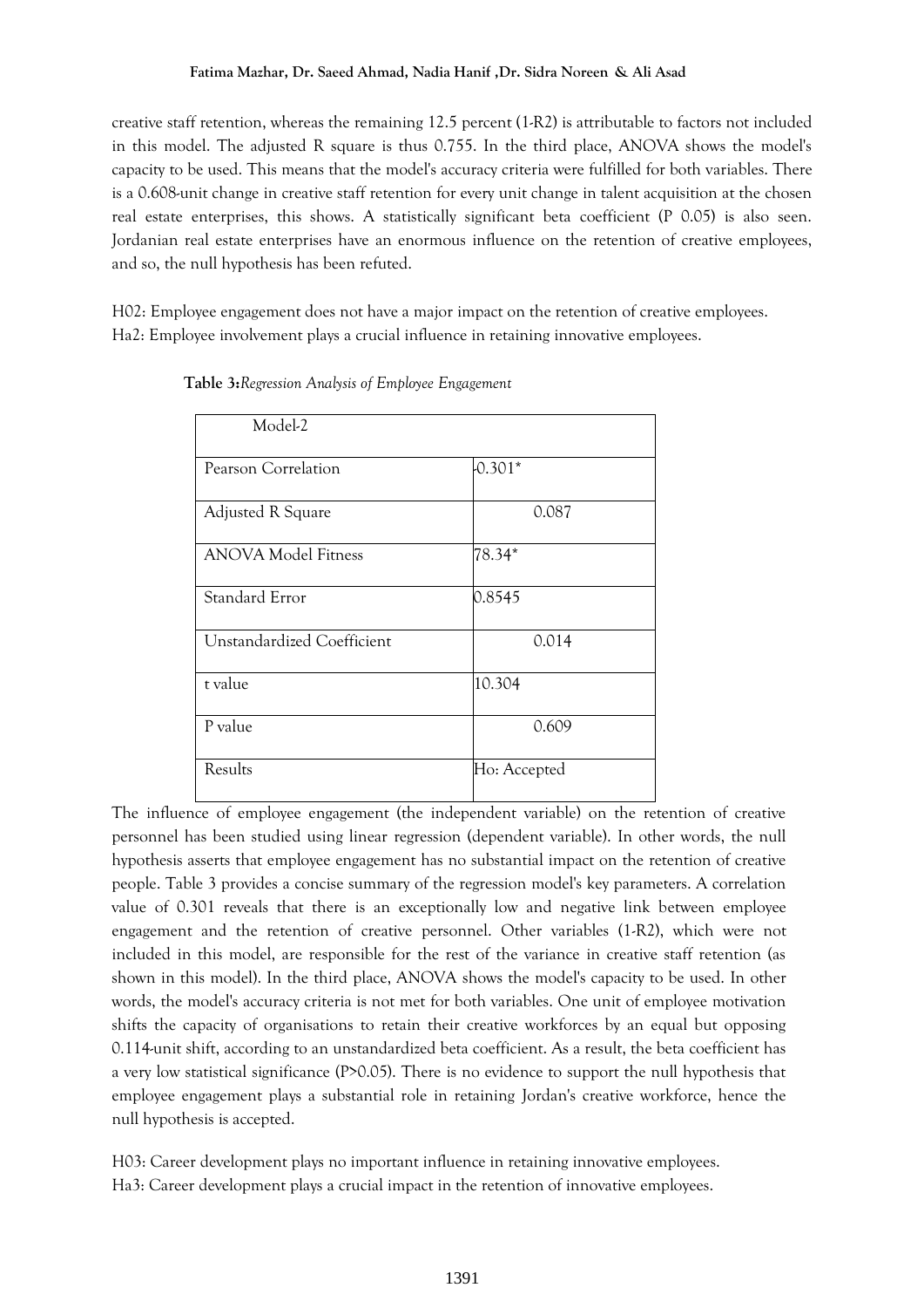creative staff retention, whereas the remaining 12.5 percent (1-R2) is attributable to factors not included in this model. The adjusted R square is thus 0.755. In the third place, ANOVA shows the model's capacity to be used. This means that the model's accuracy criteria were fulfilled for both variables. There is a 0.608-unit change in creative staff retention for every unit change in talent acquisition at the chosen real estate enterprises, this shows. A statistically significant beta coefficient (P 0.05) is also seen. Jordanian real estate enterprises have an enormous influence on the retention of creative employees, and so, the null hypothesis has been refuted.

H02: Employee engagement does not have a major impact on the retention of creative employees.
Ha2: Employee involvement plays a crucial influence in retaining innovative employees.

**Table 3:** *Regression Analysis of Employee Engagement*

| Model-2 | |
|---|---|
| Pearson Correlation | -0.301* |
| Adjusted R Square | 0.087 |
| ANOVA Model Fitness | 78.34* |
| Standard Error | 0.8545 |
| Unstandardized Coefficient | 0.014 |
| t value | 10.304 |
| P value | 0.609 |
| Results | Ho: Accepted |

The influence of employee engagement (the independent variable) on the retention of creative personnel has been studied using linear regression (dependent variable). In other words, the null hypothesis asserts that employee engagement has no substantial impact on the retention of creative people. Table 3 provides a concise summary of the regression model's key parameters. A correlation value of 0.301 reveals that there is an exceptionally low and negative link between employee engagement and the retention of creative personnel. Other variables (1-R2), which were not included in this model, are responsible for the rest of the variance in creative staff retention (as shown in this model). In the third place, ANOVA shows the model's capacity to be used. In other words, the model's accuracy criteria is not met for both variables. One unit of employee motivation shifts the capacity of organisations to retain their creative workforces by an equal but opposing 0.114-unit shift, according to an unstandardized beta coefficient. As a result, the beta coefficient has a very low statistical significance ($P>0.05$). There is no evidence to support the null hypothesis that employee engagement plays a substantial role in retaining Jordan's creative workforce, hence the null hypothesis is accepted.

H03: Career development plays no important influence in retaining innovative employees.
Ha3: Career development plays a crucial impact in the retention of innovative employees.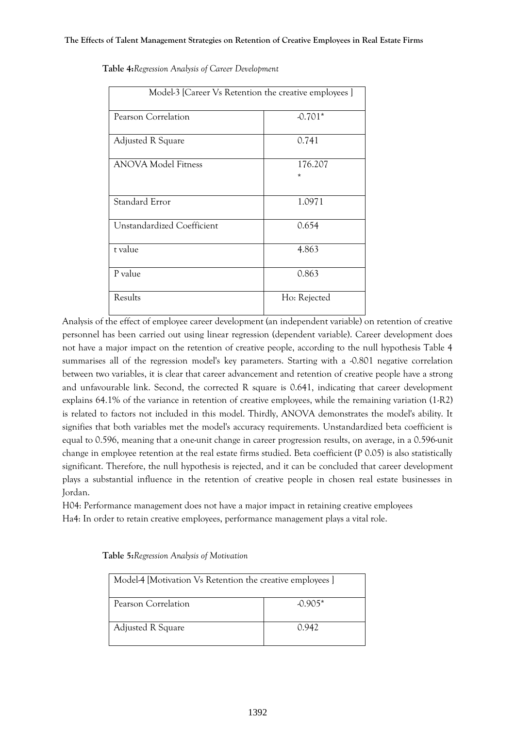**Table 4:** *Regression Analysis of Career Development*

| Model-3 [Career Vs Retention the creative employees ] | |
|---|---|
| Pearson Correlation | -0.701* |
| Adjusted R Square | 0.741 |
| ANOVA Model Fitness | 176.207 * |
| Standard Error | 1.0971 |
| Unstandardized Coefficient | 0.654 |
| t value | 4.863 |
| P value | 0.863 |
| Results | Ho: Rejected |

Analysis of the effect of employee career development (an independent variable) on retention of creative personnel has been carried out using linear regression (dependent variable). Career development does not have a major impact on the retention of creative people, according to the null hypothesis Table 4 summarises all of the regression model's key parameters. Starting with a -0.801 negative correlation between two variables, it is clear that career advancement and retention of creative people have a strong and unfavourable link. Second, the corrected R square is 0.641, indicating that career development explains 64.1% of the variance in retention of creative employees, while the remaining variation (1-R2) is related to factors not included in this model. Thirdly, ANOVA demonstrates the model's ability. It signifies that both variables met the model's accuracy requirements. Unstandardized beta coefficient is equal to 0.596, meaning that a one-unit change in career progression results, on average, in a 0.596-unit change in employee retention at the real estate firms studied. Beta coefficient (P 0.05) is also statistically significant. Therefore, the null hypothesis is rejected, and it can be concluded that career development plays a substantial influence in the retention of creative people in chosen real estate businesses in Jordan.

H04: Performance management does not have a major impact in retaining creative employees

Ha4: In order to retain creative employees, performance management plays a vital role.

**Table 5:** *Regression Analysis of Motivation*

| Model-4 [Motivation Vs Retention the creative employees ] | |
|---|---|
| Pearson Correlation | -0.905* |
| Adjusted R Square | 0.942 |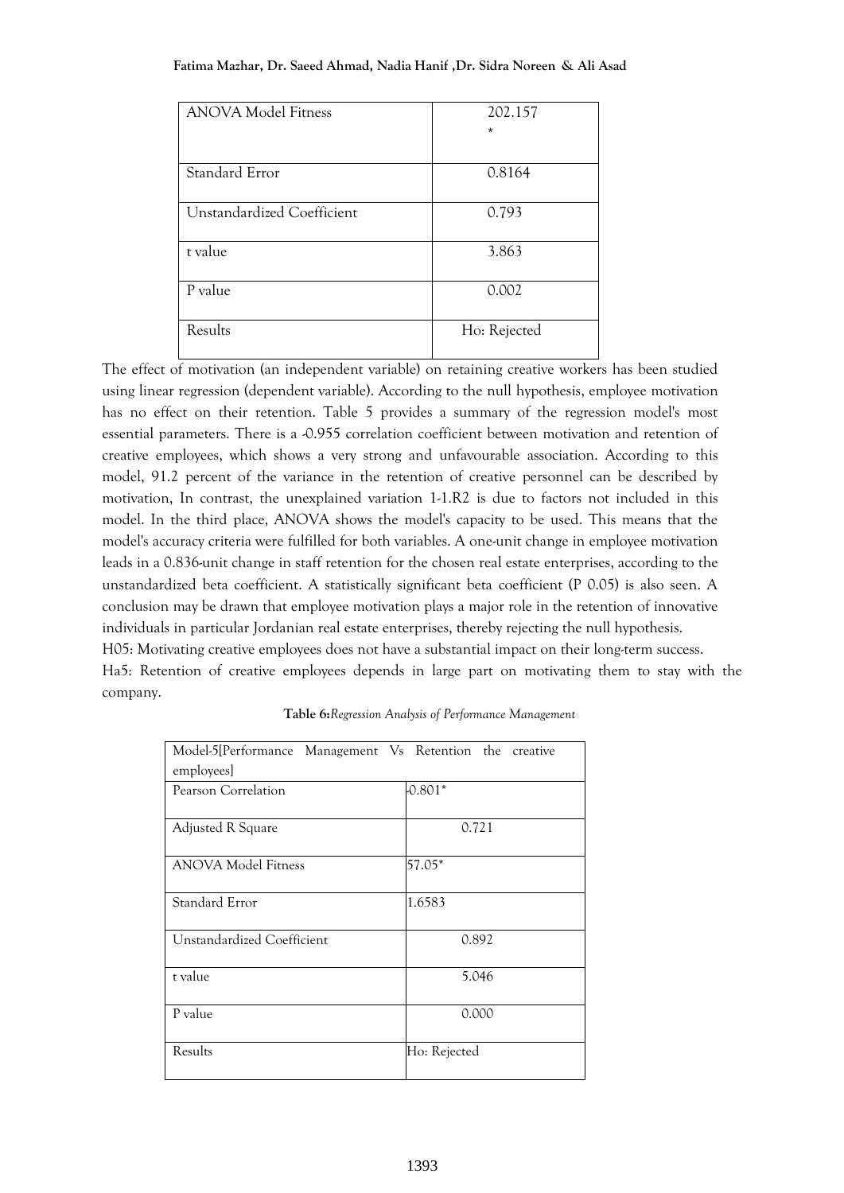| ANOVA Model Fitness | 202.157 * |
|---|---|
| Standard Error | 0.8164 |
| Unstandardized Coefficient | 0.793 |
| t value | 3.863 |
| P value | 0.002 |
| Results | Ho: Rejected |

The effect of motivation (an independent variable) on retaining creative workers has been studied using linear regression (dependent variable). According to the null hypothesis, employee motivation has no effect on their retention. Table 5 provides a summary of the regression model's most essential parameters. There is a -0.955 correlation coefficient between motivation and retention of creative employees, which shows a very strong and unfavourable association. According to this model, 91.2 percent of the variance in the retention of creative personnel can be described by motivation, In contrast, the unexplained variation 1-1.R2 is due to factors not included in this model. In the third place, ANOVA shows the model's capacity to be used. This means that the model's accuracy criteria were fulfilled for both variables. A one-unit change in employee motivation leads in a 0.836-unit change in staff retention for the chosen real estate enterprises, according to the unstandardized beta coefficient. A statistically significant beta coefficient (P 0.05) is also seen. A conclusion may be drawn that employee motivation plays a major role in the retention of innovative individuals in particular Jordanian real estate enterprises, thereby rejecting the null hypothesis.

H05: Motivating creative employees does not have a substantial impact on their long-term success.

Ha5: Retention of creative employees depends in large part on motivating them to stay with the company.

**Table 6:** *Regression Analysis of Performance Management*

| Model-5[Performance Management Vs Retention the creative employees] | |
|---|---|
| Pearson Correlation | -0.801* |
| Adjusted R Square | 0.721 |
| ANOVA Model Fitness | 57.05* |
| Standard Error | 1.6583 |
| Unstandardized Coefficient | 0.892 |
| t value | 5.046 |
| P value | 0.000 |
| Results | Ho: Rejected |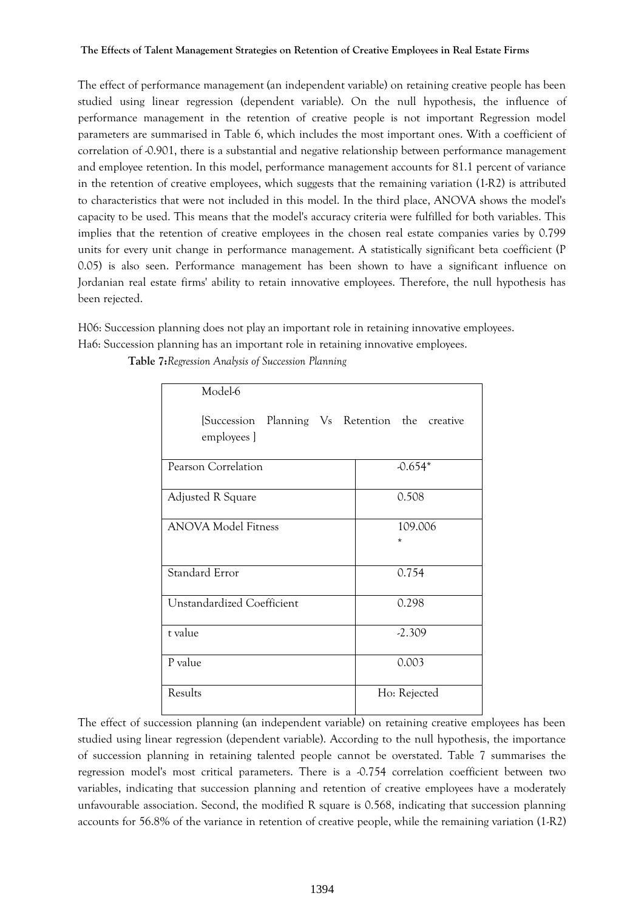The effect of performance management (an independent variable) on retaining creative people has been studied using linear regression (dependent variable). On the null hypothesis, the influence of performance management in the retention of creative people is not important Regression model parameters are summarised in Table 6, which includes the most important ones. With a coefficient of correlation of -0.901, there is a substantial and negative relationship between performance management and employee retention. In this model, performance management accounts for 81.1 percent of variance in the retention of creative employees, which suggests that the remaining variation (1-R2) is attributed to characteristics that were not included in this model. In the third place, ANOVA shows the model's capacity to be used. This means that the model's accuracy criteria were fulfilled for both variables. This implies that the retention of creative employees in the chosen real estate companies varies by 0.799 units for every unit change in performance management. A statistically significant beta coefficient (P 0.05) is also seen. Performance management has been shown to have a significant influence on Jordanian real estate firms' ability to retain innovative employees. Therefore, the null hypothesis has been rejected.

H06: Succession planning does not play an important role in retaining innovative employees.
Ha6: Succession planning has an important role in retaining innovative employees.

**Table 7:** *Regression Analysis of Succession Planning*

| Model-6 [Succession Planning Vs Retention the creative employees ] | |
|---|---|
| Pearson Correlation | -0.654* |
| Adjusted R Square | 0.508 |
| ANOVA Model Fitness | 109.006 * |
| Standard Error | 0.754 |
| Unstandardized Coefficient | 0.298 |
| t value | -2.309 |
| P value | 0.003 |
| Results | Ho: Rejected |

The effect of succession planning (an independent variable) on retaining creative employees has been studied using linear regression (dependent variable). According to the null hypothesis, the importance of succession planning in retaining talented people cannot be overstated. Table 7 summarises the regression model's most critical parameters. There is a -0.754 correlation coefficient between two variables, indicating that succession planning and retention of creative employees have a moderately unfavourable association. Second, the modified R square is 0.568, indicating that succession planning accounts for 56.8% of the variance in retention of creative people, while the remaining variation (1-R2)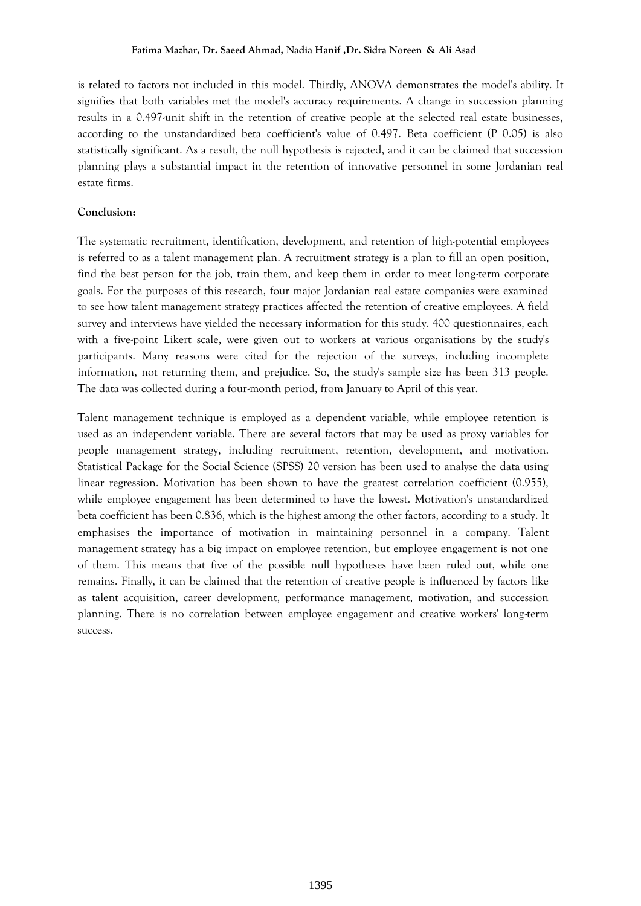is related to factors not included in this model. Thirdly, ANOVA demonstrates the model's ability. It signifies that both variables met the model's accuracy requirements. A change in succession planning results in a 0.497-unit shift in the retention of creative people at the selected real estate businesses, according to the unstandardized beta coefficient's value of 0.497. Beta coefficient (P 0.05) is also statistically significant. As a result, the null hypothesis is rejected, and it can be claimed that succession planning plays a substantial impact in the retention of innovative personnel in some Jordanian real estate firms.

**Conclusion:**

The systematic recruitment, identification, development, and retention of high-potential employees is referred to as a talent management plan. A recruitment strategy is a plan to fill an open position, find the best person for the job, train them, and keep them in order to meet long-term corporate goals. For the purposes of this research, four major Jordanian real estate companies were examined to see how talent management strategy practices affected the retention of creative employees. A field survey and interviews have yielded the necessary information for this study. 400 questionnaires, each with a five-point Likert scale, were given out to workers at various organisations by the study's participants. Many reasons were cited for the rejection of the surveys, including incomplete information, not returning them, and prejudice. So, the study's sample size has been 313 people. The data was collected during a four-month period, from January to April of this year.

Talent management technique is employed as a dependent variable, while employee retention is used as an independent variable. There are several factors that may be used as proxy variables for people management strategy, including recruitment, retention, development, and motivation. Statistical Package for the Social Science (SPSS) 20 version has been used to analyse the data using linear regression. Motivation has been shown to have the greatest correlation coefficient (0.955), while employee engagement has been determined to have the lowest. Motivation's unstandardized beta coefficient has been 0.836, which is the highest among the other factors, according to a study. It emphasises the importance of motivation in maintaining personnel in a company. Talent management strategy has a big impact on employee retention, but employee engagement is not one of them. This means that five of the possible null hypotheses have been ruled out, while one remains. Finally, it can be claimed that the retention of creative people is influenced by factors like as talent acquisition, career development, performance management, motivation, and succession planning. There is no correlation between employee engagement and creative workers' long-term success.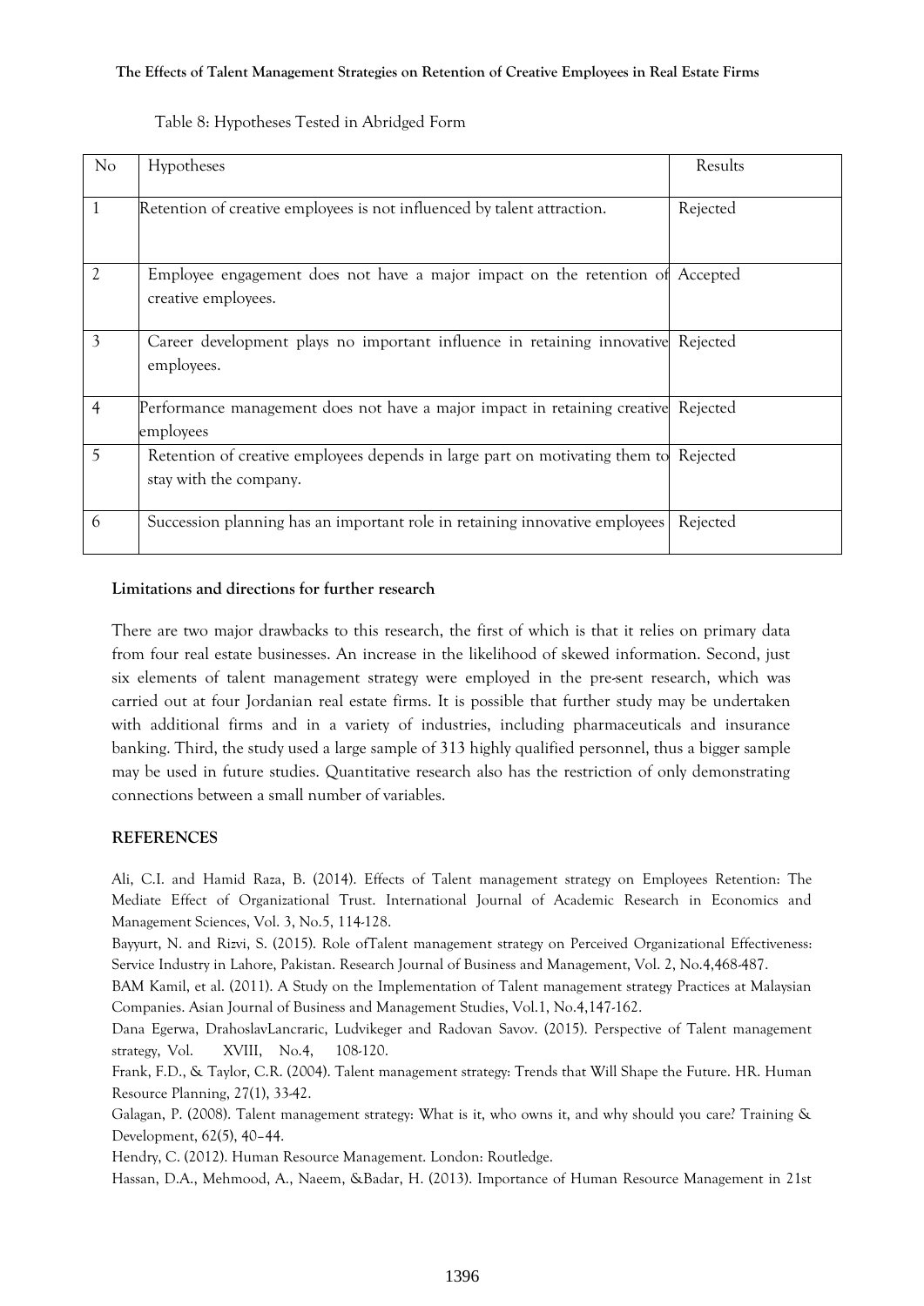Table 8: Hypotheses Tested in Abridged Form

| No | Hypotheses | Results |
|---|---|---|
| 1 | Retention of creative employees is not influenced by talent attraction. | Rejected |
| 2 | Employee engagement does not have a major impact on the retention of creative employees. | Accepted |
| 3 | Career development plays no important influence in retaining innovative employees. | Rejected |
| 4 | Performance management does not have a major impact in retaining creative employees | Rejected |
| 5 | Retention of creative employees depends in large part on motivating them to stay with the company. | Rejected |
| 6 | Succession planning has an important role in retaining innovative employees | Rejected |

**Limitations and directions for further research**

There are two major drawbacks to this research, the first of which is that it relies on primary data from four real estate businesses. An increase in the likelihood of skewed information. Second, just six elements of talent management strategy were employed in the pre-sent research, which was carried out at four Jordanian real estate firms. It is possible that further study may be undertaken with additional firms and in a variety of industries, including pharmaceuticals and insurance banking. Third, the study used a large sample of 313 highly qualified personnel, thus a bigger sample may be used in future studies. Quantitative research also has the restriction of only demonstrating connections between a small number of variables.

**REFERENCES**

Ali, C.I. and Hamid Raza, B. (2014). Effects of Talent management strategy on Employees Retention: The Mediate Effect of Organizational Trust. International Journal of Academic Research in Economics and Management Sciences, Vol. 3, No.5, 114-128.

Bayyurt, N. and Rizvi, S. (2015). Role ofTalent management strategy on Perceived Organizational Effectiveness: Service Industry in Lahore, Pakistan. Research Journal of Business and Management, Vol. 2, No.4,468-487.

BAM Kamil, et al. (2011). A Study on the Implementation of Talent management strategy Practices at Malaysian Companies. Asian Journal of Business and Management Studies, Vol.1, No.4,147-162.

Dana Egerwa, DrahoslavLancraric, Ludvikeger and Radovan Savov. (2015). Perspective of Talent management strategy, Vol. XVIII, No.4, 108-120.

Frank, F.D., & Taylor, C.R. (2004). Talent management strategy: Trends that Will Shape the Future. HR. Human Resource Planning, 27(1), 33-42.

Galagan, P. (2008). Talent management strategy: What is it, who owns it, and why should you care? Training & Development, 62(5), 40–44.

Hendry, C. (2012). Human Resource Management. London: Routledge.

Hassan, D.A., Mehmood, A., Naeem, &Badar, H. (2013). Importance of Human Resource Management in 21st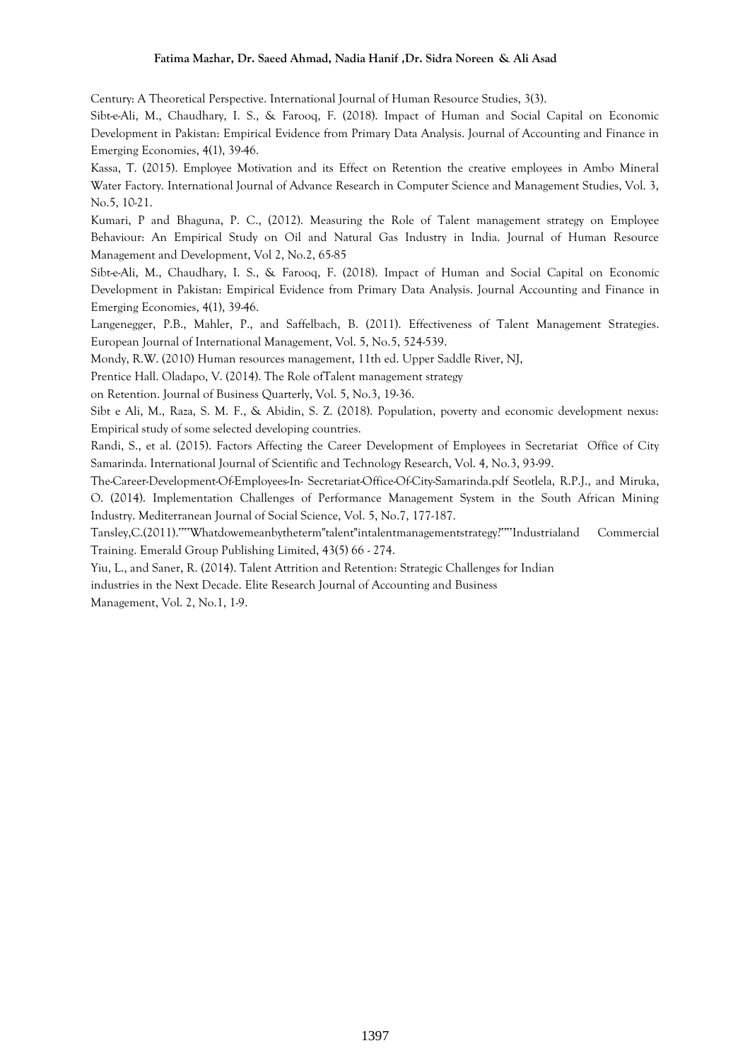Century: A Theoretical Perspective. International Journal of Human Resource Studies, 3(3).

Sibt-e-Ali, M., Chaudhary, I. S., & Farooq, F. (2018). Impact of Human and Social Capital on Economic Development in Pakistan: Empirical Evidence from Primary Data Analysis. Journal of Accounting and Finance in Emerging Economies, 4(1), 39-46.

Kassa, T. (2015). Employee Motivation and its Effect on Retention the creative employees in Ambo Mineral Water Factory. International Journal of Advance Research in Computer Science and Management Studies, Vol. 3, No.5, 10-21.

Kumari, P and Bhaguna, P. C., (2012). Measuring the Role of Talent management strategy on Employee Behaviour: An Empirical Study on Oil and Natural Gas Industry in India. Journal of Human Resource Management and Development, Vol 2, No.2, 65-85

Sibt-e-Ali, M., Chaudhary, I. S., & Farooq, F. (2018). Impact of Human and Social Capital on Economic Development in Pakistan: Empirical Evidence from Primary Data Analysis. Journal Accounting and Finance in Emerging Economies, 4(1), 39-46.

Langenegger, P.B., Mahler, P., and Saffelbach, B. (2011). Effectiveness of Talent Management Strategies. European Journal of International Management, Vol. 5, No.5, 524-539.

Mondy, R.W. (2010) Human resources management, 11th ed. Upper Saddle River, NJ,

Prentice Hall. Oladapo, V. (2014). The Role ofTalent management strategy

on Retention. Journal of Business Quarterly, Vol. 5, No.3, 19-36.

Sibt e Ali, M., Raza, S. M. F., & Abidin, S. Z. (2018). Population, poverty and economic development nexus: Empirical study of some selected developing countries.

Randi, S., et al. (2015). Factors Affecting the Career Development of Employees in Secretariat Office of City Samarinda. International Journal of Scientific and Technology Research, Vol. 4, No.3, 93-99.

The-Career-Development-Of-Employees-In- Secretariat-Office-Of-City-Samarinda.pdf Seotlela, R.P.J., and Miruka, O. (2014). Implementation Challenges of Performance Management System in the South African Mining Industry. Mediterranean Journal of Social Science, Vol. 5, No.7, 177-187.

Tansley,C.(2011).""Whatdowemeanbytheterm"talent"intalentmanagementstrategy?""Industrialand Commercial Training. Emerald Group Publishing Limited, 43(5) 66 - 274.

Yiu, L., and Saner, R. (2014). Talent Attrition and Retention: Strategic Challenges for Indian industries in the Next Decade. Elite Research Journal of Accounting and Business Management, Vol. 2, No.1, 1-9.